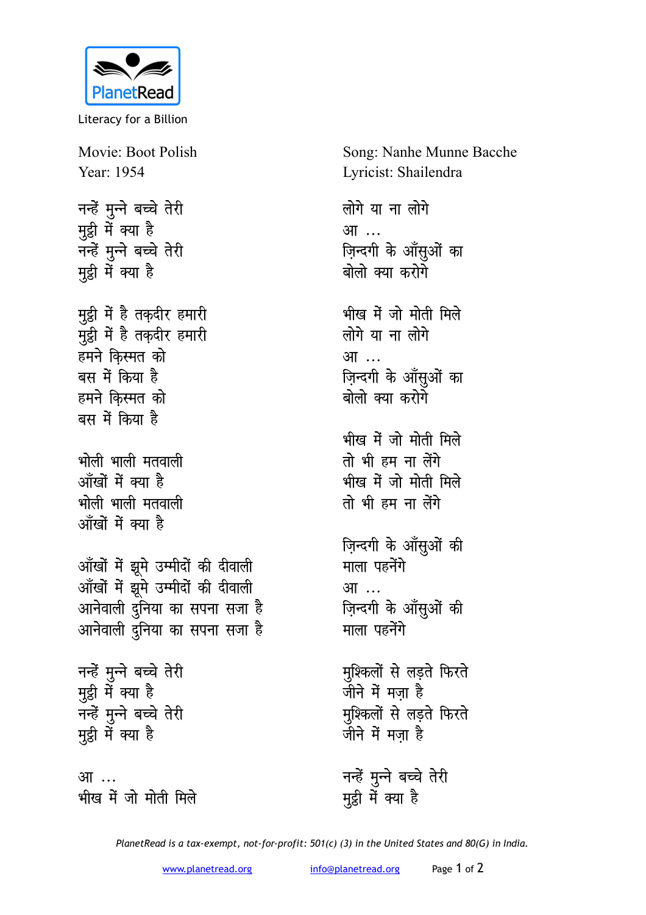PlanetRead

Literacy for a Billion

Movie: Boot Polish
Year: 1954

Song: Nanhe Munne Bacche
Lyricist: Shailendra

नन्हें मुन्ने बच्चे तेरी
मुट्ठी में क्या है
नन्हें मुन्ने बच्चे तेरी
मुट्ठी में क्या है

मुट्ठी में है तक़दीर हमारी
मुट्ठी में है तक़दीर हमारी
हमने क़िस्मत को
बस में किया है
हमने क़िस्मत को
बस में किया है

भोली भाली मतवाली
आँखों में क्या है
भोली भाली मतवाली
आँखों में क्या है

आँखों में झूमे उम्मीदों की दीवाली
आँखों में झूमे उम्मीदों की दीवाली
आनेवाली दुनिया का सपना सजा है
आनेवाली दुनिया का सपना सजा है

नन्हें मुन्ने बच्चे तेरी
मुट्ठी में क्या है
नन्हें मुन्ने बच्चे तेरी
मुट्ठी में क्या है

आ ...
भीख में जो मोती मिले
लोगे या ना लोगे
आ ...
ज़िन्दगी के आँसुओं का
बोलो क्या करोगे

भीख में जो मोती मिले
लोगे या ना लोगे
आ ...
ज़िन्दगी के आँसुओं का
बोलो क्या करोगे

भीख में जो मोती मिले
तो भी हम ना लेंगे
भीख में जो मोती मिले
तो भी हम ना लेंगे

ज़िन्दगी के आँसुओं की
माला पहनेंगे
आ ...
ज़िन्दगी के आँसुओं की
माला पहनेंगे

मुश्किलों से लड़ते फिरते
जीने में मज़ा है
मुश्किलों से लड़ते फिरते
जीने में मज़ा है

नन्हें मुन्ने बच्चे तेरी
मुट्ठी में क्या है

*PlanetRead is a tax-exempt, not-for-profit: 501(c) (3) in the United States and 80(G) in India.*

www.planetread.org info@planetread.org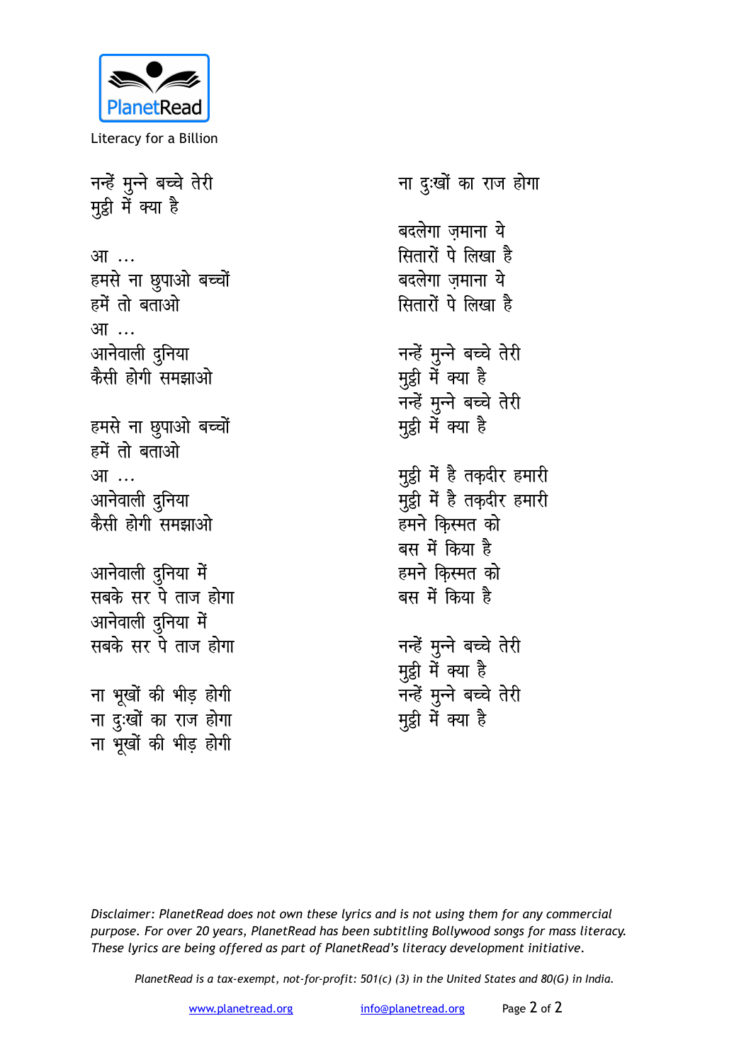Literacy for a Billion

नन्हें मुन्ने बच्चे तेरी
मुट्ठी में क्या है

आ ...
हमसे ना छुपाओ बच्चों
हमें तो बताओ
आ ...
आनेवाली दुनिया
कैसी होगी समझाओ

हमसे ना छुपाओ बच्चों
हमें तो बताओ
आ ...
आनेवाली दुनिया
कैसी होगी समझाओ

आनेवाली दुनिया में
सबके सर पे ताज होगा
आनेवाली दुनिया में
सबके सर पे ताज होगा

ना भूखों की भीड़ होगी
ना दुःखों का राज होगा
ना भूखों की भीड़ होगी
ना दुःखों का राज होगा

बदलेगा ज़माना ये
सितारों पे लिखा है
बदलेगा ज़माना ये
सितारों पे लिखा है

नन्हें मुन्ने बच्चे तेरी
मुट्ठी में क्या है
नन्हें मुन्ने बच्चे तेरी
मुट्ठी में क्या है

मुट्ठी में है तक़दीर हमारी
मुट्ठी में है तक़दीर हमारी
हमने क़िस्मत को
बस में किया है
हमने क़िस्मत को
बस में किया है

नन्हें मुन्ने बच्चे तेरी
मुट्ठी में क्या है
नन्हें मुन्ने बच्चे तेरी
मुट्ठी में क्या है

*Disclaimer: PlanetRead does not own these lyrics and is not using them for any commercial purpose. For over 20 years, PlanetRead has been subtitling Bollywood songs for mass literacy. These lyrics are being offered as part of PlanetRead's literacy development initiative.*

*PlanetRead is a tax-exempt, not-for-profit: 501(c) (3) in the United States and 80(G) in India.*

www.planetread.org info@planetread.org